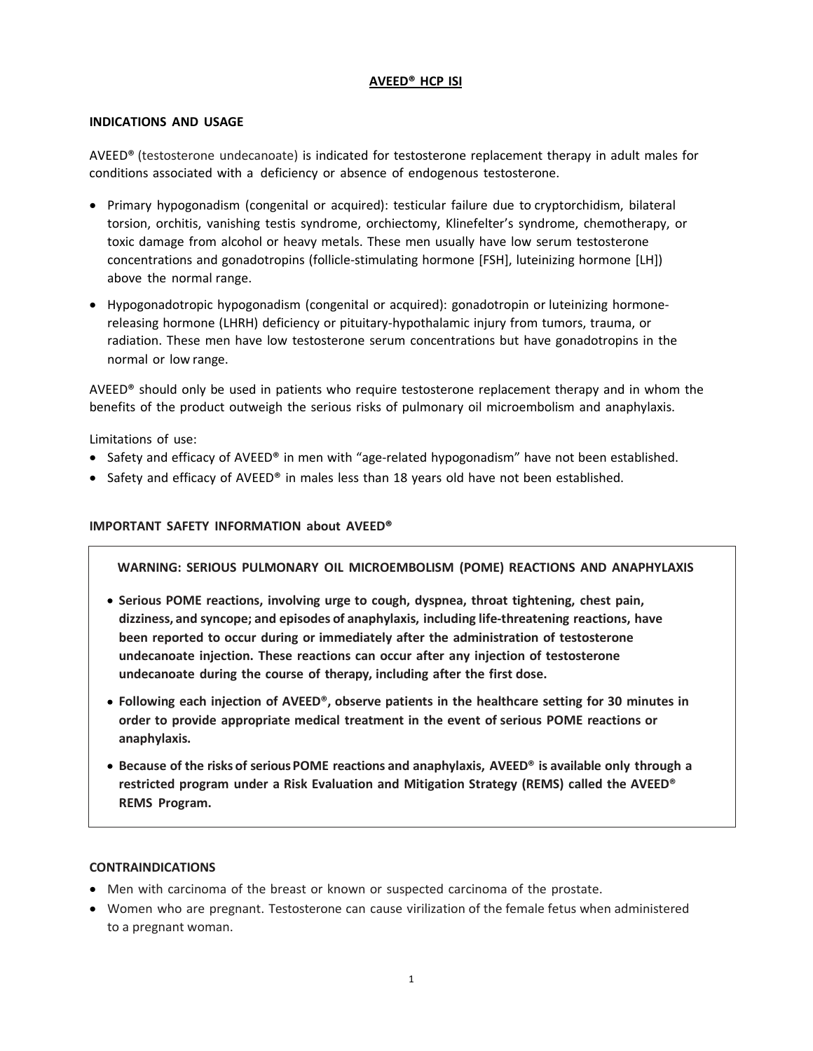# AVEED® HCP ISI

## INDICATIONS AND USAGE

AVEED® (testosterone undecanoate) is indicated for testosterone replacement therapy in adult males for conditions associated with a deficiency or absence of endogenous testosterone.

- Primary hypogonadism (congenital or acquired): testicular failure due to cryptorchidism, bilateral torsion, orchitis, vanishing testis syndrome, orchiectomy, Klinefelter's syndrome, chemotherapy, or toxic damage from alcohol or heavy metals. These men usually have low serum testosterone concentrations and gonadotropins (follicle-stimulating hormone [FSH], luteinizing hormone [LH]) above the normal range.
- Hypogonadotropic hypogonadism (congenital or acquired): gonadotropin or luteinizing hormone-releasing hormone (LHRH) deficiency or pituitary-hypothalamic injury from tumors, trauma, or radiation. These men have low testosterone serum concentrations but have gonadotropins in the normal or low range.

AVEED® should only be used in patients who require testosterone replacement therapy and in whom the benefits of the product outweigh the serious risks of pulmonary oil microembolism and anaphylaxis.

Limitations of use:

- Safety and efficacy of AVEED® in men with "age-related hypogonadism" have not been established.
- Safety and efficacy of AVEED® in males less than 18 years old have not been established.

## IMPORTANT SAFETY INFORMATION about AVEED®

**WARNING: SERIOUS PULMONARY OIL MICROEMBOLISM (POME) REACTIONS AND ANAPHYLAXIS**

- **Serious POME reactions, involving urge to cough, dyspnea, throat tightening, chest pain, dizziness, and syncope; and episodes of anaphylaxis, including life-threatening reactions, have been reported to occur during or immediately after the administration of testosterone undecanoate injection. These reactions can occur after any injection of testosterone undecanoate during the course of therapy, including after the first dose.**
- **Following each injection of AVEED®, observe patients in the healthcare setting for 30 minutes in order to provide appropriate medical treatment in the event of serious POME reactions or anaphylaxis.**
- **Because of the risks of serious POME reactions and anaphylaxis, AVEED® is available only through a restricted program under a Risk Evaluation and Mitigation Strategy (REMS) called the AVEED® REMS Program.**

## CONTRAINDICATIONS

- Men with carcinoma of the breast or known or suspected carcinoma of the prostate.
- Women who are pregnant. Testosterone can cause virilization of the female fetus when administered to a pregnant woman.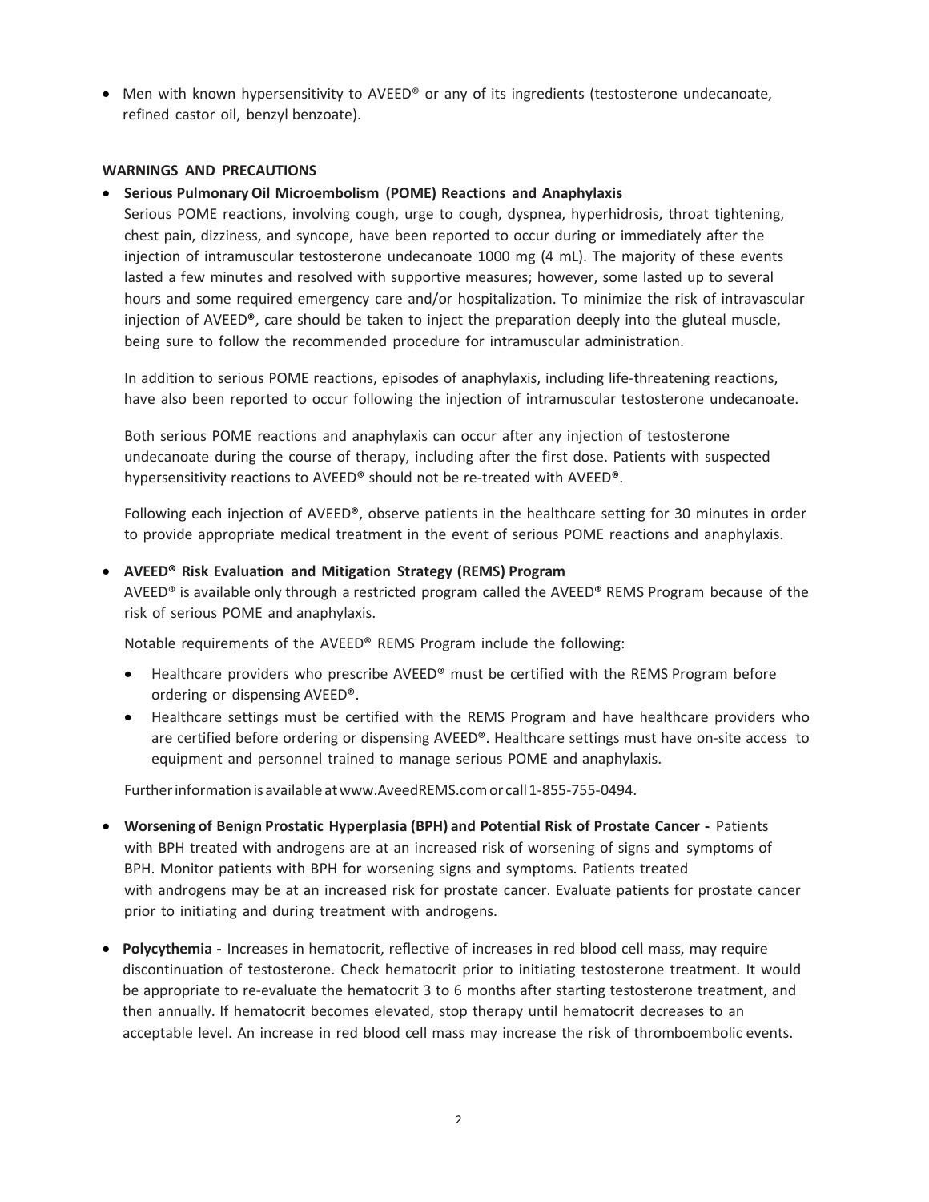- Men with known hypersensitivity to AVEED® or any of its ingredients (testosterone undecanoate, refined castor oil, benzyl benzoate).

**WARNINGS AND PRECAUTIONS**

- **Serious Pulmonary Oil Microembolism (POME) Reactions and Anaphylaxis**
  Serious POME reactions, involving cough, urge to cough, dyspnea, hyperhidrosis, throat tightening, chest pain, dizziness, and syncope, have been reported to occur during or immediately after the injection of intramuscular testosterone undecanoate 1000 mg (4 mL). The majority of these events lasted a few minutes and resolved with supportive measures; however, some lasted up to several hours and some required emergency care and/or hospitalization. To minimize the risk of intravascular injection of AVEED®, care should be taken to inject the preparation deeply into the gluteal muscle, being sure to follow the recommended procedure for intramuscular administration.

  In addition to serious POME reactions, episodes of anaphylaxis, including life-threatening reactions, have also been reported to occur following the injection of intramuscular testosterone undecanoate.

  Both serious POME reactions and anaphylaxis can occur after any injection of testosterone undecanoate during the course of therapy, including after the first dose. Patients with suspected hypersensitivity reactions to AVEED® should not be re-treated with AVEED®.

  Following each injection of AVEED®, observe patients in the healthcare setting for 30 minutes in order to provide appropriate medical treatment in the event of serious POME reactions and anaphylaxis.

- **AVEED® Risk Evaluation and Mitigation Strategy (REMS) Program**
  AVEED® is available only through a restricted program called the AVEED® REMS Program because of the risk of serious POME and anaphylaxis.

  Notable requirements of the AVEED® REMS Program include the following:

  - Healthcare providers who prescribe AVEED® must be certified with the REMS Program before ordering or dispensing AVEED®.
  - Healthcare settings must be certified with the REMS Program and have healthcare providers who are certified before ordering or dispensing AVEED®. Healthcare settings must have on-site access to equipment and personnel trained to manage serious POME and anaphylaxis.

  Further information is available at www.AveedREMS.com or call 1-855-755-0494.

- **Worsening of Benign Prostatic Hyperplasia (BPH) and Potential Risk of Prostate Cancer -** Patients with BPH treated with androgens are at an increased risk of worsening of signs and symptoms of BPH. Monitor patients with BPH for worsening signs and symptoms. Patients treated with androgens may be at an increased risk for prostate cancer. Evaluate patients for prostate cancer prior to initiating and during treatment with androgens.

- **Polycythemia -** Increases in hematocrit, reflective of increases in red blood cell mass, may require discontinuation of testosterone. Check hematocrit prior to initiating testosterone treatment. It would be appropriate to re-evaluate the hematocrit 3 to 6 months after starting testosterone treatment, and then annually. If hematocrit becomes elevated, stop therapy until hematocrit decreases to an acceptable level. An increase in red blood cell mass may increase the risk of thromboembolic events.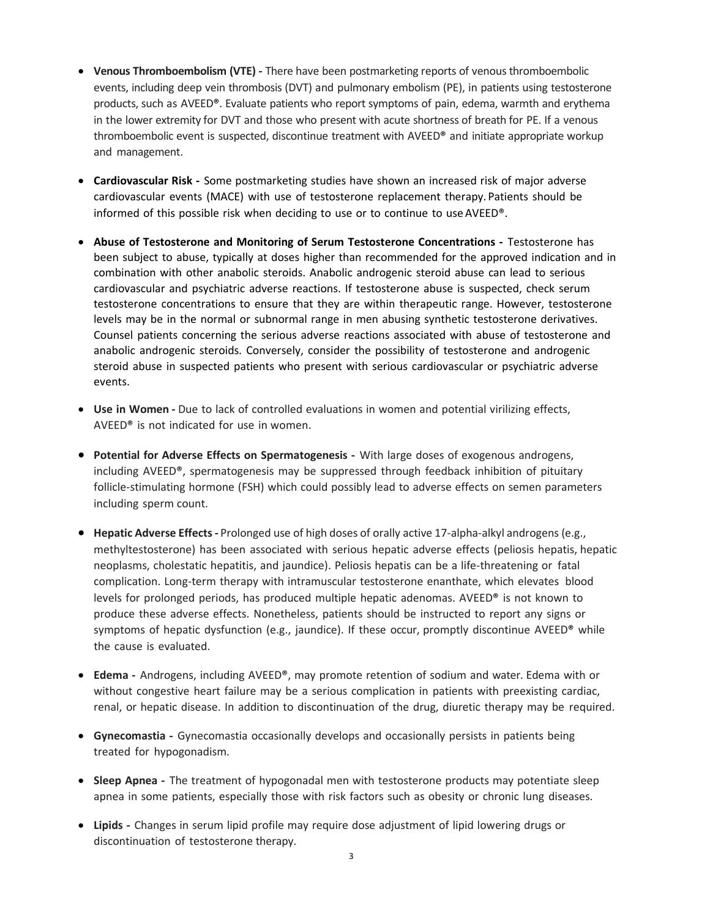- **Venous Thromboembolism (VTE) -** There have been postmarketing reports of venous thromboembolic events, including deep vein thrombosis (DVT) and pulmonary embolism (PE), in patients using testosterone products, such as AVEED®. Evaluate patients who report symptoms of pain, edema, warmth and erythema in the lower extremity for DVT and those who present with acute shortness of breath for PE. If a venous thromboembolic event is suspected, discontinue treatment with AVEED® and initiate appropriate workup and management.

- **Cardiovascular Risk -** Some postmarketing studies have shown an increased risk of major adverse cardiovascular events (MACE) with use of testosterone replacement therapy. Patients should be informed of this possible risk when deciding to use or to continue to use AVEED®.

- **Abuse of Testosterone and Monitoring of Serum Testosterone Concentrations -** Testosterone has been subject to abuse, typically at doses higher than recommended for the approved indication and in combination with other anabolic steroids. Anabolic androgenic steroid abuse can lead to serious cardiovascular and psychiatric adverse reactions. If testosterone abuse is suspected, check serum testosterone concentrations to ensure that they are within therapeutic range. However, testosterone levels may be in the normal or subnormal range in men abusing synthetic testosterone derivatives. Counsel patients concerning the serious adverse reactions associated with abuse of testosterone and anabolic androgenic steroids. Conversely, consider the possibility of testosterone and androgenic steroid abuse in suspected patients who present with serious cardiovascular or psychiatric adverse events.

- **Use in Women -** Due to lack of controlled evaluations in women and potential virilizing effects, AVEED® is not indicated for use in women.

- **Potential for Adverse Effects on Spermatogenesis -** With large doses of exogenous androgens, including AVEED®, spermatogenesis may be suppressed through feedback inhibition of pituitary follicle-stimulating hormone (FSH) which could possibly lead to adverse effects on semen parameters including sperm count.

- **Hepatic Adverse Effects -** Prolonged use of high doses of orally active 17-alpha-alkyl androgens (e.g., methyltestosterone) has been associated with serious hepatic adverse effects (peliosis hepatis, hepatic neoplasms, cholestatic hepatitis, and jaundice). Peliosis hepatis can be a life-threatening or fatal complication. Long-term therapy with intramuscular testosterone enanthate, which elevates blood levels for prolonged periods, has produced multiple hepatic adenomas. AVEED® is not known to produce these adverse effects. Nonetheless, patients should be instructed to report any signs or symptoms of hepatic dysfunction (e.g., jaundice). If these occur, promptly discontinue AVEED® while the cause is evaluated.

- **Edema -** Androgens, including AVEED®, may promote retention of sodium and water. Edema with or without congestive heart failure may be a serious complication in patients with preexisting cardiac, renal, or hepatic disease. In addition to discontinuation of the drug, diuretic therapy may be required.

- **Gynecomastia -** Gynecomastia occasionally develops and occasionally persists in patients being treated for hypogonadism.

- **Sleep Apnea -** The treatment of hypogonadal men with testosterone products may potentiate sleep apnea in some patients, especially those with risk factors such as obesity or chronic lung diseases.

- **Lipids -** Changes in serum lipid profile may require dose adjustment of lipid lowering drugs or discontinuation of testosterone therapy.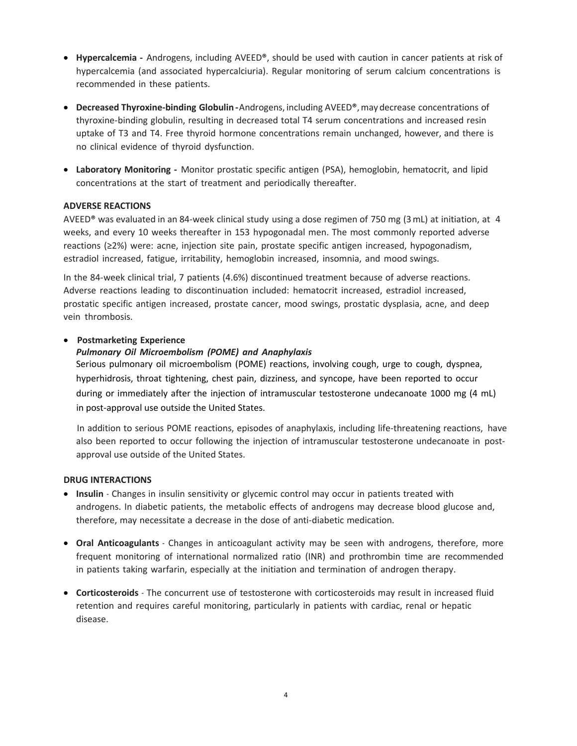- **Hypercalcemia -** Androgens, including AVEED®, should be used with caution in cancer patients at risk of hypercalcemia (and associated hypercalciuria). Regular monitoring of serum calcium concentrations is recommended in these patients.

- **Decreased Thyroxine-binding Globulin -** Androgens, including AVEED®, may decrease concentrations of thyroxine-binding globulin, resulting in decreased total T4 serum concentrations and increased resin uptake of T3 and T4. Free thyroid hormone concentrations remain unchanged, however, and there is no clinical evidence of thyroid dysfunction.

- **Laboratory Monitoring -** Monitor prostatic specific antigen (PSA), hemoglobin, hematocrit, and lipid concentrations at the start of treatment and periodically thereafter.

**ADVERSE REACTIONS**

AVEED® was evaluated in an 84-week clinical study using a dose regimen of 750 mg (3 mL) at initiation, at 4 weeks, and every 10 weeks thereafter in 153 hypogonadal men. The most commonly reported adverse reactions (≥2%) were: acne, injection site pain, prostate specific antigen increased, hypogonadism, estradiol increased, fatigue, irritability, hemoglobin increased, insomnia, and mood swings.

In the 84-week clinical trial, 7 patients (4.6%) discontinued treatment because of adverse reactions. Adverse reactions leading to discontinuation included: hematocrit increased, estradiol increased, prostatic specific antigen increased, prostate cancer, mood swings, prostatic dysplasia, acne, and deep vein thrombosis.

- **Postmarketing Experience**

  ***Pulmonary Oil Microembolism (POME) and Anaphylaxis***

  Serious pulmonary oil microembolism (POME) reactions, involving cough, urge to cough, dyspnea, hyperhidrosis, throat tightening, chest pain, dizziness, and syncope, have been reported to occur during or immediately after the injection of intramuscular testosterone undecanoate 1000 mg (4 mL) in post-approval use outside the United States.

  In addition to serious POME reactions, episodes of anaphylaxis, including life-threatening reactions, have also been reported to occur following the injection of intramuscular testosterone undecanoate in post-approval use outside of the United States.

**DRUG INTERACTIONS**

- **Insulin** - Changes in insulin sensitivity or glycemic control may occur in patients treated with androgens. In diabetic patients, the metabolic effects of androgens may decrease blood glucose and, therefore, may necessitate a decrease in the dose of anti-diabetic medication.

- **Oral Anticoagulants** - Changes in anticoagulant activity may be seen with androgens, therefore, more frequent monitoring of international normalized ratio (INR) and prothrombin time are recommended in patients taking warfarin, especially at the initiation and termination of androgen therapy.

- **Corticosteroids** - The concurrent use of testosterone with corticosteroids may result in increased fluid retention and requires careful monitoring, particularly in patients with cardiac, renal or hepatic disease.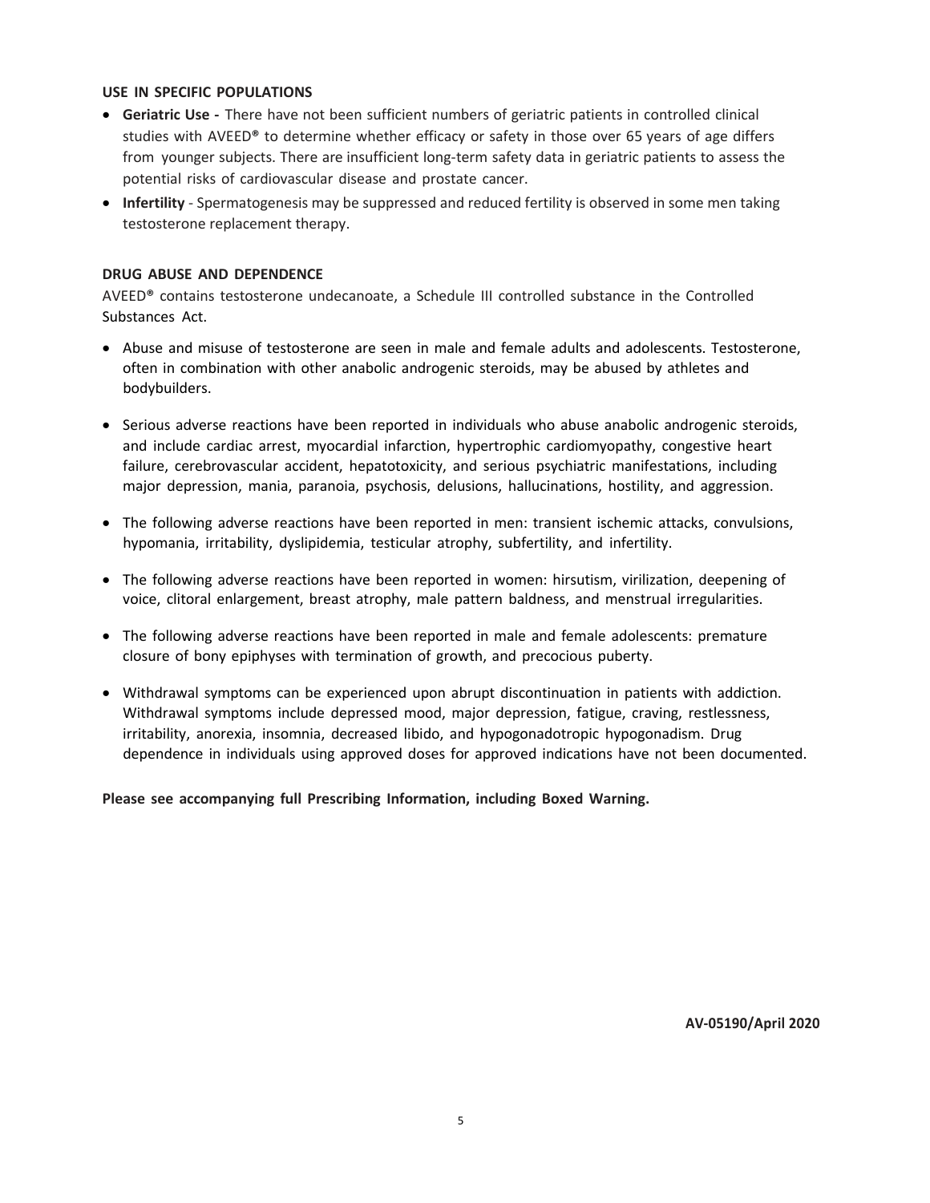### USE IN SPECIFIC POPULATIONS

- **Geriatric Use -** There have not been sufficient numbers of geriatric patients in controlled clinical studies with AVEED® to determine whether efficacy or safety in those over 65 years of age differs from younger subjects. There are insufficient long-term safety data in geriatric patients to assess the potential risks of cardiovascular disease and prostate cancer.
- **Infertility** - Spermatogenesis may be suppressed and reduced fertility is observed in some men taking testosterone replacement therapy.

### DRUG ABUSE AND DEPENDENCE

AVEED® contains testosterone undecanoate, a Schedule III controlled substance in the Controlled Substances Act.

- Abuse and misuse of testosterone are seen in male and female adults and adolescents. Testosterone, often in combination with other anabolic androgenic steroids, may be abused by athletes and bodybuilders.
- Serious adverse reactions have been reported in individuals who abuse anabolic androgenic steroids, and include cardiac arrest, myocardial infarction, hypertrophic cardiomyopathy, congestive heart failure, cerebrovascular accident, hepatotoxicity, and serious psychiatric manifestations, including major depression, mania, paranoia, psychosis, delusions, hallucinations, hostility, and aggression.
- The following adverse reactions have been reported in men: transient ischemic attacks, convulsions, hypomania, irritability, dyslipidemia, testicular atrophy, subfertility, and infertility.
- The following adverse reactions have been reported in women: hirsutism, virilization, deepening of voice, clitoral enlargement, breast atrophy, male pattern baldness, and menstrual irregularities.
- The following adverse reactions have been reported in male and female adolescents: premature closure of bony epiphyses with termination of growth, and precocious puberty.
- Withdrawal symptoms can be experienced upon abrupt discontinuation in patients with addiction. Withdrawal symptoms include depressed mood, major depression, fatigue, craving, restlessness, irritability, anorexia, insomnia, decreased libido, and hypogonadotropic hypogonadism. Drug dependence in individuals using approved doses for approved indications have not been documented.

**Please see accompanying full Prescribing Information, including Boxed Warning.**

**AV-05190/April 2020**